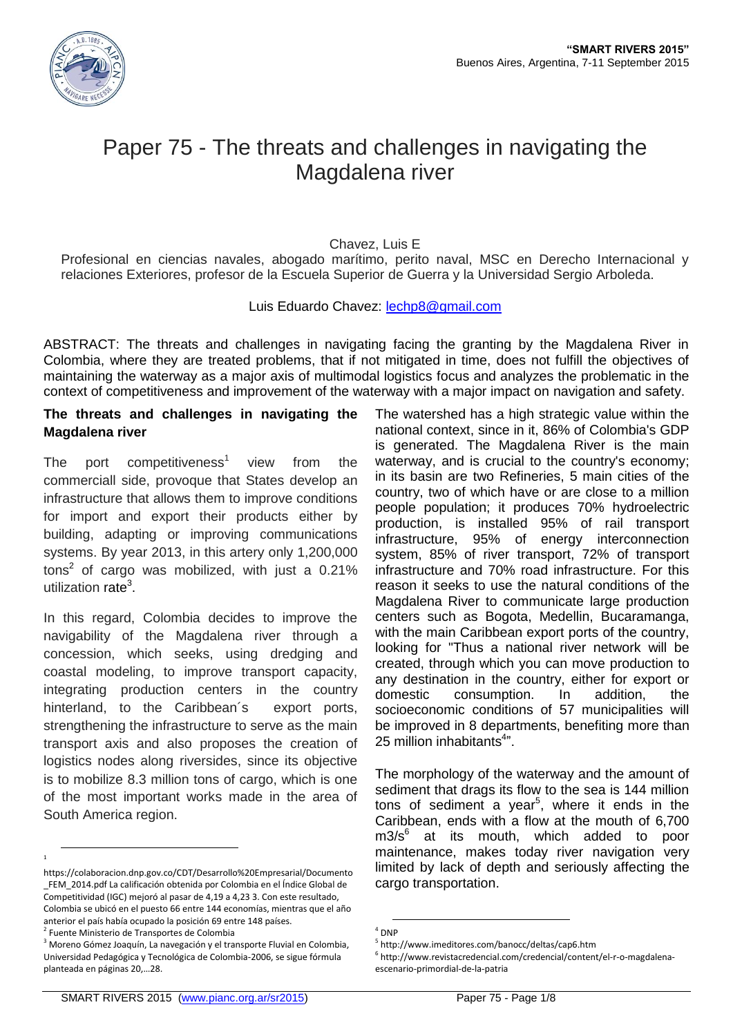# Paper 75 - The threats and challenges in navigating the Magdalena river

Chavez, Luis E

Profesional en ciencias navales, abogado marítimo, perito naval, MSC en Derecho Internacional y relaciones Exteriores, profesor de la Escuela Superior de Guerra y la Universidad Sergio Arboleda.

Luis Eduardo Chavez: lechp8@gmail.com

ABSTRACT: The threats and challenges in navigating facing the granting by the Magdalena River in Colombia, where they are treated problems, that if not mitigated in time, does not fulfill the objectives of maintaining the waterway as a major axis of multimodal logistics focus and analyzes the problematic in the context of competitiveness and improvement of the waterway with a major impact on navigation and safety.

## The threats and challenges in navigating the Magdalena river

The port competitiveness[1] view from the commerciall side, provoque that States develop an infrastructure that allows them to improve conditions for import and export their products either by building, adapting or improving communications systems. By year 2013, in this artery only 1,200,000 tons[2] of cargo was mobilized, with just a 0.21% utilization rate[3].

In this regard, Colombia decides to improve the navigability of the Magdalena river through a concession, which seeks, using dredging and coastal modeling, to improve transport capacity, integrating production centers in the country hinterland, to the Caribbean´s export ports, strengthening the infrastructure to serve as the main transport axis and also proposes the creation of logistics nodes along riversides, since its objective is to mobilize 8.3 million tons of cargo, which is one of the most important works made in the area of South America region.

The watershed has a high strategic value within the national context, since in it, 86% of Colombia's GDP is generated. The Magdalena River is the main waterway, and is crucial to the country's economy; in its basin are two Refineries, 5 main cities of the country, two of which have or are close to a million people population; it produces 70% hydroelectric production, is installed 95% of rail transport infrastructure, 95% of energy interconnection system, 85% of river transport, 72% of transport infrastructure and 70% road infrastructure. For this reason it seeks to use the natural conditions of the Magdalena River to communicate large production centers such as Bogota, Medellin, Bucaramanga, with the main Caribbean export ports of the country, looking for "Thus a national river network will be created, through which you can move production to any destination in the country, either for export or domestic consumption. In addition, the socioeconomic conditions of 57 municipalities will be improved in 8 departments, benefiting more than 25 million inhabitants[4]".

The morphology of the waterway and the amount of sediment that drags its flow to the sea is 144 million tons of sediment a year[5], where it ends in the Caribbean, ends with a flow at the mouth of 6,700 m3/s[6] at its mouth, which added to poor maintenance, makes today river navigation very limited by lack of depth and seriously affecting the cargo transportation.

---

[1] https://colaboracion.dnp.gov.co/CDT/Desarrollo%20Empresarial/Documento_FEM_2014.pdf La calificación obtenida por Colombia en el Índice Global de Competitividad (IGC) mejoró al pasar de 4,19 a 4,23 3. Con este resultado, Colombia se ubicó en el puesto 66 entre 144 economías, mientras que el año anterior el país había ocupado la posición 69 entre 148 países.

[2] Fuente Ministerio de Transportes de Colombia

[3] Moreno Gómez Joaquín, La navegación y el transporte Fluvial en Colombia, Universidad Pedagógica y Tecnológica de Colombia-2006, se sigue fórmula planteada en páginas 20,…28.

[4] DNP

[5] http://www.imeditores.com/banocc/deltas/cap6.htm

[6] http://www.revistacredencial.com/credencial/content/el-r-o-magdalena-escenario-primordial-de-la-patria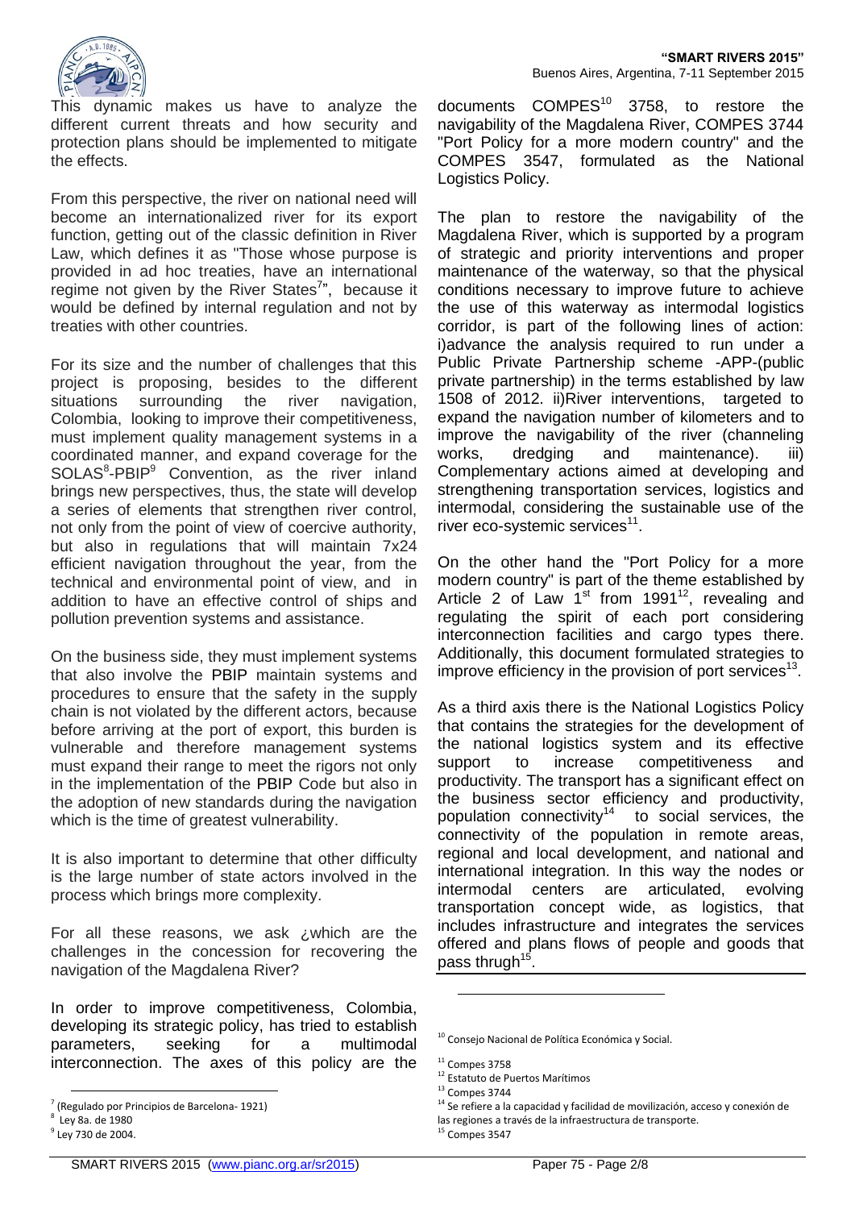This dynamic makes us have to analyze the different current threats and how security and protection plans should be implemented to mitigate the effects.

From this perspective, the river on national need will become an internationalized river for its export function, getting out of the classic definition in River Law, which defines it as "Those whose purpose is provided in ad hoc treaties, have an international regime not given by the River States[7]", because it would be defined by internal regulation and not by treaties with other countries.

For its size and the number of challenges that this project is proposing, besides to the different situations surrounding the river navigation, Colombia, looking to improve their competitiveness, must implement quality management systems in a coordinated manner, and expand coverage for the SOLAS[8]-PBIP[9] Convention, as the river inland brings new perspectives, thus, the state will develop a series of elements that strengthen river control, not only from the point of view of coercive authority, but also in regulations that will maintain 7x24 efficient navigation throughout the year, from the technical and environmental point of view, and in addition to have an effective control of ships and pollution prevention systems and assistance.

On the business side, they must implement systems that also involve the PBIP maintain systems and procedures to ensure that the safety in the supply chain is not violated by the different actors, because before arriving at the port of export, this burden is vulnerable and therefore management systems must expand their range to meet the rigors not only in the implementation of the PBIP Code but also in the adoption of new standards during the navigation which is the time of greatest vulnerability.

It is also important to determine that other difficulty is the large number of state actors involved in the process which brings more complexity.

For all these reasons, we ask ¿which are the challenges in the concession for recovering the navigation of the Magdalena River?

In order to improve competitiveness, Colombia, developing its strategic policy, has tried to establish parameters, seeking for a multimodal interconnection. The axes of this policy are the documents COMPES[10] 3758, to restore the navigability of the Magdalena River, COMPES 3744 "Port Policy for a more modern country" and the COMPES 3547, formulated as the National Logistics Policy.

The plan to restore the navigability of the Magdalena River, which is supported by a program of strategic and priority interventions and proper maintenance of the waterway, so that the physical conditions necessary to improve future to achieve the use of this waterway as intermodal logistics corridor, is part of the following lines of action: i)advance the analysis required to run under a Public Private Partnership scheme -APP-(public private partnership) in the terms established by law 1508 of 2012. ii)River interventions, targeted to expand the navigation number of kilometers and to improve the navigability of the river (channeling works, dredging and maintenance). iii) Complementary actions aimed at developing and strengthening transportation services, logistics and intermodal, considering the sustainable use of the river eco-systemic services[11].

On the other hand the "Port Policy for a more modern country" is part of the theme established by Article 2 of Law 1st from 1991[12], revealing and regulating the spirit of each port considering interconnection facilities and cargo types there. Additionally, this document formulated strategies to improve efficiency in the provision of port services[13].

As a third axis there is the National Logistics Policy that contains the strategies for the development of the national logistics system and its effective support to increase competitiveness and productivity. The transport has a significant effect on the business sector efficiency and productivity, population connectivity[14] to social services, the connectivity of the population in remote areas, regional and local development, and national and international integration. In this way the nodes or intermodal centers are articulated, evolving transportation concept wide, as logistics, that includes infrastructure and integrates the services offered and plans flows of people and goods that pass thrugh[15].

---

[7] (Regulado por Principios de Barcelona- 1921)

[8] Ley 8a. de 1980

[9] Ley 730 de 2004.

[10] Consejo Nacional de Política Económica y Social.

[11] Compes 3758

[12] Estatuto de Puertos Marítimos

[13] Compes 3744

[14] Se refiere a la capacidad y facilidad de movilización, acceso y conexión de las regiones a través de la infraestructura de transporte.

[15] Compes 3547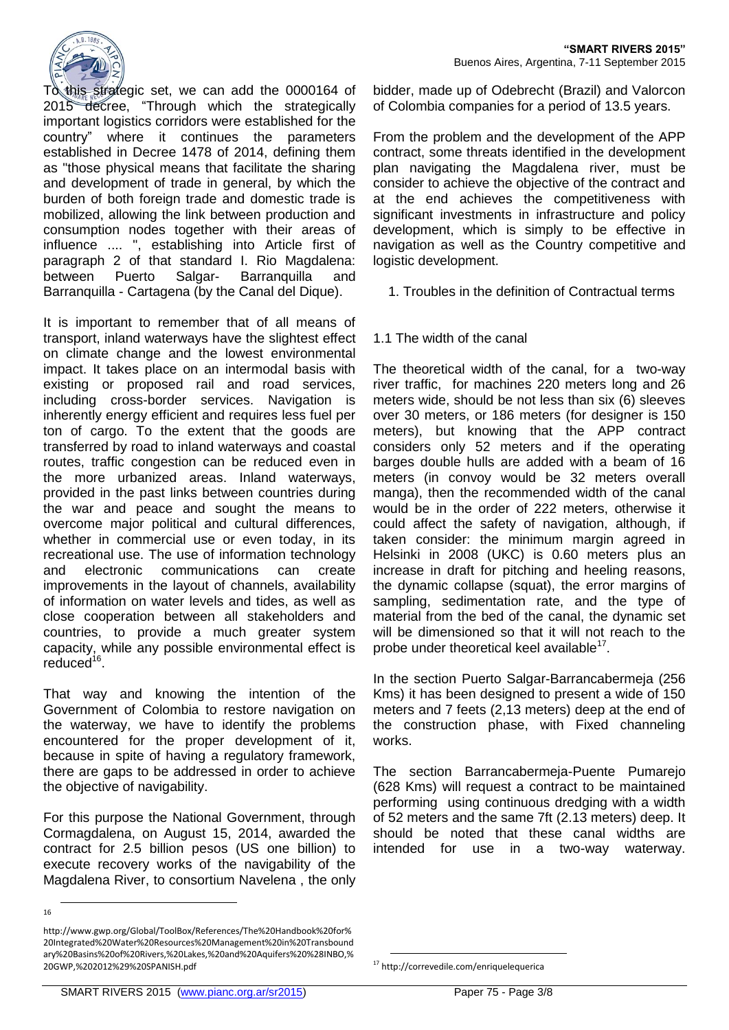To this strategic set, we can add the 0000164 of 2015 decree, "Through which the strategically important logistics corridors were established for the country" where it continues the parameters established in Decree 1478 of 2014, defining them as "those physical means that facilitate the sharing and development of trade in general, by which the burden of both foreign trade and domestic trade is mobilized, allowing the link between production and consumption nodes together with their areas of influence .... ", establishing into Article first of paragraph 2 of that standard I. Rio Magdalena: between Puerto Salgar- Barranquilla and Barranquilla - Cartagena (by the Canal del Dique).

It is important to remember that of all means of transport, inland waterways have the slightest effect on climate change and the lowest environmental impact. It takes place on an intermodal basis with existing or proposed rail and road services, including cross-border services. Navigation is inherently energy efficient and requires less fuel per ton of cargo. To the extent that the goods are transferred by road to inland waterways and coastal routes, traffic congestion can be reduced even in the more urbanized areas. Inland waterways, provided in the past links between countries during the war and peace and sought the means to overcome major political and cultural differences, whether in commercial use or even today, in its recreational use. The use of information technology and electronic communications can create improvements in the layout of channels, availability of information on water levels and tides, as well as close cooperation between all stakeholders and countries, to provide a much greater system capacity, while any possible environmental effect is reduced[16].

That way and knowing the intention of the Government of Colombia to restore navigation on the waterway, we have to identify the problems encountered for the proper development of it, because in spite of having a regulatory framework, there are gaps to be addressed in order to achieve the objective of navigability.

For this purpose the National Government, through Cormagdalena, on August 15, 2014, awarded the contract for 2.5 billion pesos (US one billion) to execute recovery works of the navigability of the Magdalena River, to consortium Navelena , the only bidder, made up of Odebrecht (Brazil) and Valorcon of Colombia companies for a period of 13.5 years.

From the problem and the development of the APP contract, some threats identified in the development plan navigating the Magdalena river, must be consider to achieve the objective of the contract and at the end achieves the competitiveness with significant investments in infrastructure and policy development, which is simply to be effective in navigation as well as the Country competitive and logistic development.

## 1. Troubles in the definition of Contractual terms

### 1.1 The width of the canal

The theoretical width of the canal, for a two-way river traffic, for machines 220 meters long and 26 meters wide, should be not less than six (6) sleeves over 30 meters, or 186 meters (for designer is 150 meters), but knowing that the APP contract considers only 52 meters and if the operating barges double hulls are added with a beam of 16 meters (in convoy would be 32 meters overall manga), then the recommended width of the canal would be in the order of 222 meters, otherwise it could affect the safety of navigation, although, if taken consider: the minimum margin agreed in Helsinki in 2008 (UKC) is 0.60 meters plus an increase in draft for pitching and heeling reasons, the dynamic collapse (squat), the error margins of sampling, sedimentation rate, and the type of material from the bed of the canal, the dynamic set will be dimensioned so that it will not reach to the probe under theoretical keel available[17].

In the section Puerto Salgar-Barrancabermeja (256 Kms) it has been designed to present a wide of 150 meters and 7 feets (2,13 meters) deep at the end of the construction phase, with Fixed channeling works.

The section Barrancabermeja-Puente Pumarejo (628 Kms) will request a contract to be maintained performing using continuous dredging with a width of 52 meters and the same 7ft (2.13 meters) deep. It should be noted that these canal widths are intended for use in a two-way waterway.

---

[16] http://www.gwp.org/Global/ToolBox/References/The%20Handbook%20for%20Integrated%20Water%20Resources%20Management%20in%20Transboundary%20Basins%20of%20Rivers,%20Lakes,%20and%20Aquifers%20%28INBO,%20GWP,%202012%29%20SPANISH.pdf

[17] http://correvedile.com/enriquelequerica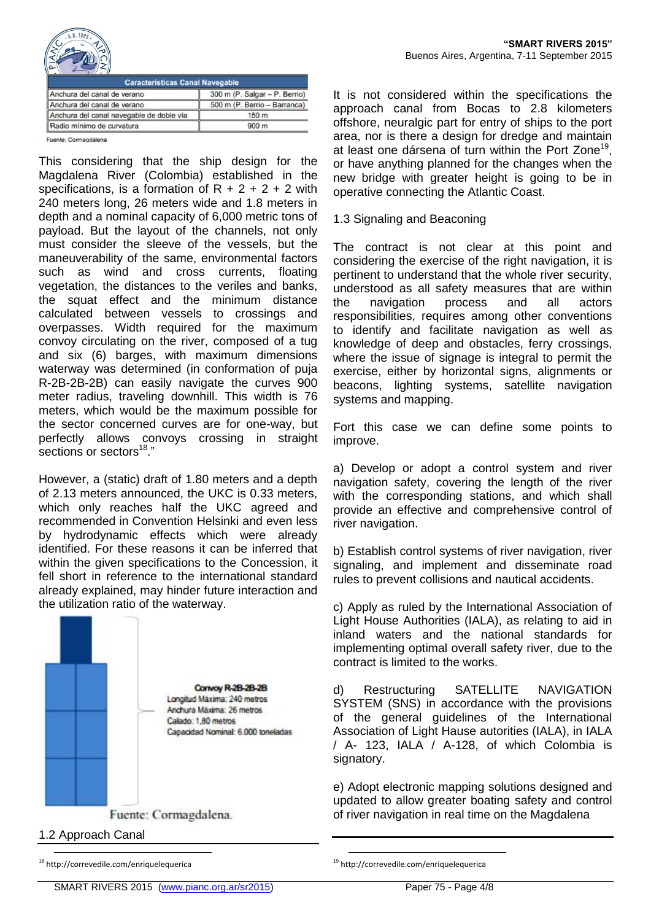| Caracteristicas Canal Navegable | |
|---|---|
| Anchura del canal de verano | 300 m (P. Salgar – P. Berrio) |
| Anchura del canal de verano | 500 m (P. Berrio – Barranca) |
| Anchura del canal navegable de doble vía | 150 m |
| Radio mínimo de curvatura | 900 m |

Fuente: Cormagdalena

This considering that the ship design for the Magdalena River (Colombia) established in the specifications, is a formation of R + 2 + 2 + 2 with 240 meters long, 26 meters wide and 1.8 meters in depth and a nominal capacity of 6,000 metric tons of payload. But the layout of the channels, not only must consider the sleeve of the vessels, but the maneuverability of the same, environmental factors such as wind and cross currents, floating vegetation, the distances to the veriles and banks, the squat effect and the minimum distance calculated between vessels to crossings and overpasses. Width required for the maximum convoy circulating on the river, composed of a tug and six (6) barges, with maximum dimensions waterway was determined (in conformation of puja R-2B-2B-2B) can easily navigate the curves 900 meter radius, traveling downhill. This width is 76 meters, which would be the maximum possible for the sector concerned curves are for one-way, but perfectly allows convoys crossing in straight sections or sectors[18]."

However, a (static) draft of 1.80 meters and a depth of 2.13 meters announced, the UKC is 0.33 meters, which only reaches half the UKC agreed and recommended in Convention Helsinki and even less by hydrodynamic effects which were already identified. For these reasons it can be inferred that within the given specifications to the Concession, it fell short in reference to the international standard already explained, may hinder future interaction and the utilization ratio of the waterway.

Convoy R-2B-2B-2B
Longitud Máxima: 240 metros
Anchura Máxima: 26 metros
Calado: 1,80 metros
Capacidad Nominal: 6.000 toneladas

Fuente: Cormagdalena.

## 1.2 Approach Canal

It is not considered within the specifications the approach canal from Bocas to 2.8 kilometers offshore, neuralgic part for entry of ships to the port area, nor is there a design for dredge and maintain at least one dársena of turn within the Port Zone[19], or have anything planned for the changes when the new bridge with greater height is going to be in operative connecting the Atlantic Coast.

## 1.3 Signaling and Beaconing

The contract is not clear at this point and considering the exercise of the right navigation, it is pertinent to understand that the whole river security, understood as all safety measures that are within the navigation process and all actors responsibilities, requires among other conventions to identify and facilitate navigation as well as knowledge of deep and obstacles, ferry crossings, where the issue of signage is integral to permit the exercise, either by horizontal signs, alignments or beacons, lighting systems, satellite navigation systems and mapping.

Fort this case we can define some points to improve.

a) Develop or adopt a control system and river navigation safety, covering the length of the river with the corresponding stations, and which shall provide an effective and comprehensive control of river navigation.

b) Establish control systems of river navigation, river signaling, and implement and disseminate road rules to prevent collisions and nautical accidents.

c) Apply as ruled by the International Association of Light House Authorities (IALA), as relating to aid in inland waters and the national standards for implementing optimal overall safety river, due to the contract is limited to the works.

d) Restructuring SATELLITE NAVIGATION SYSTEM (SNS) in accordance with the provisions of the general guidelines of the International Association of Light Hause autorities (IALA), in IALA / A- 123, IALA / A-128, of which Colombia is signatory.

e) Adopt electronic mapping solutions designed and updated to allow greater boating safety and control of river navigation in real time on the Magdalena

---

[18] http://correvedile.com/enriquelequerica

[19] http://correvedile.com/enriquelequerica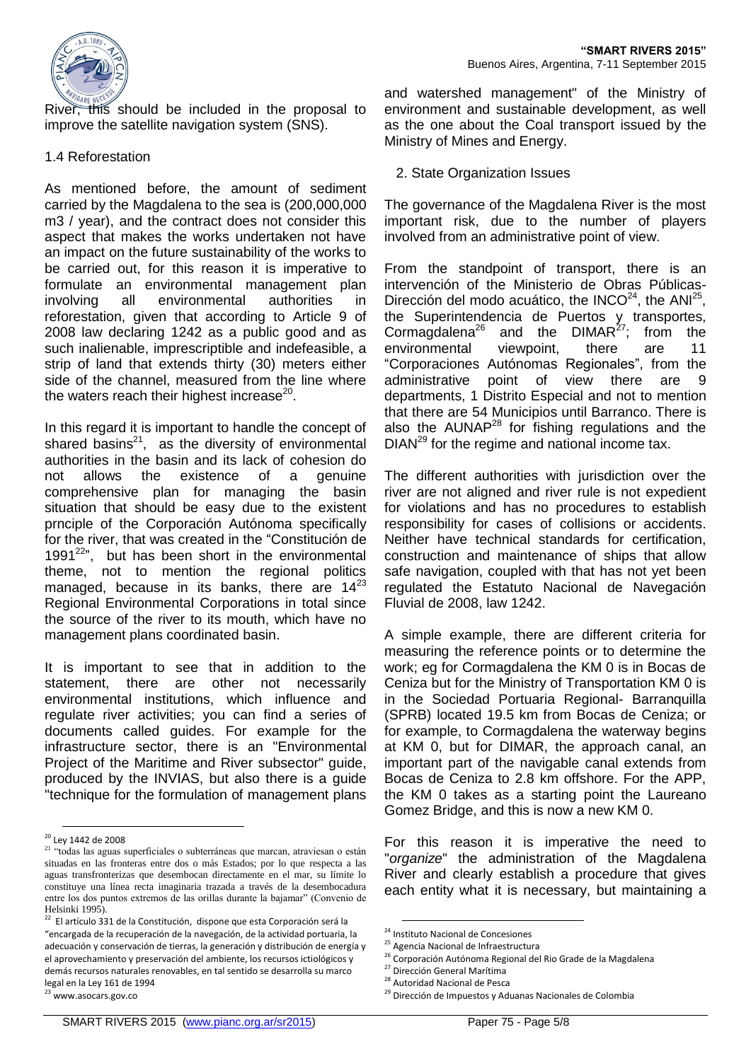River, this should be included in the proposal to improve the satellite navigation system (SNS).

1.4 Reforestation

As mentioned before, the amount of sediment carried by the Magdalena to the sea is (200,000,000 m3 / year), and the contract does not consider this aspect that makes the works undertaken not have an impact on the future sustainability of the works to be carried out, for this reason it is imperative to formulate an environmental management plan involving all environmental authorities in reforestation, given that according to Article 9 of 2008 law declaring 1242 as a public good and as such inalienable, imprescriptible and indefeasible, a strip of land that extends thirty (30) meters either side of the channel, measured from the line where the waters reach their highest increase[20].

In this regard it is important to handle the concept of shared basins[21], as the diversity of environmental authorities in the basin and its lack of cohesion do not allows the existence of a genuine comprehensive plan for managing the basin situation that should be easy due to the existent prnciple of the Corporación Autónoma specifically for the river, that was created in the "Constitución de 1991[22]", but has been short in the environmental theme, not to mention the regional politics managed, because in its banks, there are 14[23] Regional Environmental Corporations in total since the source of the river to its mouth, which have no management plans coordinated basin.

It is important to see that in addition to the statement, there are other not necessarily environmental institutions, which influence and regulate river activities; you can find a series of documents called guides. For example for the infrastructure sector, there is an "Environmental Project of the Maritime and River subsector" guide, produced by the INVIAS, but also there is a guide "technique for the formulation of management plans and watershed management" of the Ministry of environment and sustainable development, as well as the one about the Coal transport issued by the Ministry of Mines and Energy.

2. State Organization Issues

The governance of the Magdalena River is the most important risk, due to the number of players involved from an administrative point of view.

From the standpoint of transport, there is an intervención of the Ministerio de Obras Públicas-Dirección del modo acuático, the INCO[24], the ANI[25], the Superintendencia de Puertos y transportes, Cormagdalena[26] and the DIMAR[27]; from the environmental viewpoint, there are 11 "Corporaciones Autónomas Regionales", from the administrative point of view there are 9 departments, 1 Distrito Especial and not to mention that there are 54 Municipios until Barranco. There is also the AUNAP[28] for fishing regulations and the DIAN[29] for the regime and national income tax.

The different authorities with jurisdiction over the river are not aligned and river rule is not expedient for violations and has no procedures to establish responsibility for cases of collisions or accidents. Neither have technical standards for certification, construction and maintenance of ships that allow safe navigation, coupled with that has not yet been regulated the Estatuto Nacional de Navegación Fluvial de 2008, law 1242.

A simple example, there are different criteria for measuring the reference points or to determine the work; eg for Cormagdalena the KM 0 is in Bocas de Ceniza but for the Ministry of Transportation KM 0 is in the Sociedad Portuaria Regional- Barranquilla (SPRB) located 19.5 km from Bocas de Ceniza; or for example, to Cormagdalena the waterway begins at KM 0, but for DIMAR, the approach canal, an important part of the navigable canal extends from Bocas de Ceniza to 2.8 km offshore. For the APP, the KM 0 takes as a starting point the Laureano Gomez Bridge, and this is now a new KM 0.

For this reason it is imperative the need to "*organize*" the administration of the Magdalena River and clearly establish a procedure that gives each entity what it is necessary, but maintaining a

---

[20] Ley 1442 de 2008

[21] "todas las aguas superficiales o subterráneas que marcan, atraviesan o están situadas en las fronteras entre dos o más Estados; por lo que respecta a las aguas transfronterizas que desembocan directamente en el mar, su límite lo constituye una línea recta imaginaria trazada a través de la desembocadura entre los dos puntos extremos de las orillas durante la bajamar" (Convenio de Helsinki 1995).

[22] El artículo 331 de la Constitución, dispone que esta Corporación será la "encargada de la recuperación de la navegación, de la actividad portuaria, la adecuación y conservación de tierras, la generación y distribución de energía y el aprovechamiento y preservación del ambiente, los recursos ictiológicos y demás recursos naturales renovables, en tal sentido se desarrolla su marco legal en la Ley 161 de 1994

[23] www.asocars.gov.co

[24] Instituto Nacional de Concesiones

[25] Agencia Nacional de Infraestructura

[26] Corporación Autónoma Regional del Rio Grade de la Magdalena

[27] Dirección General Marítima

[28] Autoridad Nacional de Pesca

[29] Dirección de Impuestos y Aduanas Nacionales de Colombia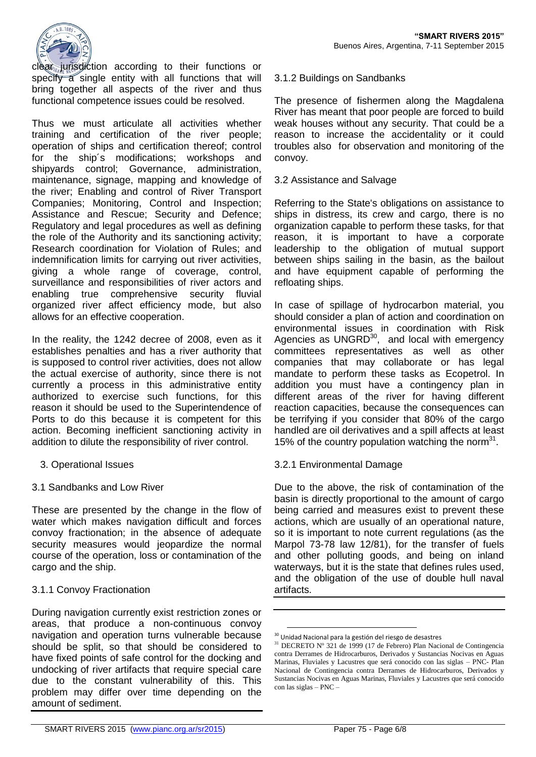clear jurisdiction according to their functions or specify a single entity with all functions that will bring together all aspects of the river and thus functional competence issues could be resolved.

Thus we must articulate all activities whether training and certification of the river people; operation of ships and certification thereof; control for the ship´s modifications; workshops and shipyards control; Governance, administration, maintenance, signage, mapping and knowledge of the river; Enabling and control of River Transport Companies; Monitoring, Control and Inspection; Assistance and Rescue; Security and Defence; Regulatory and legal procedures as well as defining the role of the Authority and its sanctioning activity; Research coordination for Violation of Rules; and indemnification limits for carrying out river activities, giving a whole range of coverage, control, surveillance and responsibilities of river actors and enabling true comprehensive security fluvial organized river affect efficiency mode, but also allows for an effective cooperation.

In the reality, the 1242 decree of 2008, even as it establishes penalties and has a river authority that is supposed to control river activities, does not allow the actual exercise of authority, since there is not currently a process in this administrative entity authorized to exercise such functions, for this reason it should be used to the Superintendence of Ports to do this because it is competent for this action. Becoming inefficient sanctioning activity in addition to dilute the responsibility of river control.

## 3. Operational Issues

### 3.1 Sandbanks and Low River

These are presented by the change in the flow of water which makes navigation difficult and forces convoy fractionation; in the absence of adequate security measures would jeopardize the normal course of the operation, loss or contamination of the cargo and the ship.

#### 3.1.1 Convoy Fractionation

During navigation currently exist restriction zones or areas, that produce a non-continuous convoy navigation and operation turns vulnerable because should be split, so that should be considered to have fixed points of safe control for the docking and undocking of river artifacts that require special care due to the constant vulnerability of this. This problem may differ over time depending on the amount of sediment.

#### 3.1.2 Buildings on Sandbanks

The presence of fishermen along the Magdalena River has meant that poor people are forced to build weak houses without any security. That could be a reason to increase the accidentality or it could troubles also for observation and monitoring of the convoy.

### 3.2 Assistance and Salvage

Referring to the State's obligations on assistance to ships in distress, its crew and cargo, there is no organization capable to perform these tasks, for that reason, it is important to have a corporate leadership to the obligation of mutual support between ships sailing in the basin, as the bailout and have equipment capable of performing the refloating ships.

In case of spillage of hydrocarbon material, you should consider a plan of action and coordination on environmental issues in coordination with Risk Agencies as UNGRD[30], and local with emergency committees representatives as well as other companies that may collaborate or has legal mandate to perform these tasks as Ecopetrol. In addition you must have a contingency plan in different areas of the river for having different reaction capacities, because the consequences can be terrifying if you consider that 80% of the cargo handled are oil derivatives and a spill affects at least 15% of the country population watching the norm[31].

#### 3.2.1 Environmental Damage

Due to the above, the risk of contamination of the basin is directly proportional to the amount of cargo being carried and measures exist to prevent these actions, which are usually of an operational nature, so it is important to note current regulations (as the Marpol 73-78 law 12/81), for the transfer of fuels and other polluting goods, and being on inland waterways, but it is the state that defines rules used, and the obligation of the use of double hull naval artifacts.

---

[30] Unidad Nacional para la gestión del riesgo de desastres

[31] DECRETO Nº 321 de 1999 (17 de Febrero) Plan Nacional de Contingencia contra Derrames de Hidrocarburos, Derivados y Sustancias Nocivas en Aguas Marinas, Fluviales y Lacustres que será conocido con las siglas – PNC- Plan Nacional de Contingencia contra Derrames de Hidrocarburos, Derivados y Sustancias Nocivas en Aguas Marinas, Fluviales y Lacustres que será conocido con las siglas – PNC –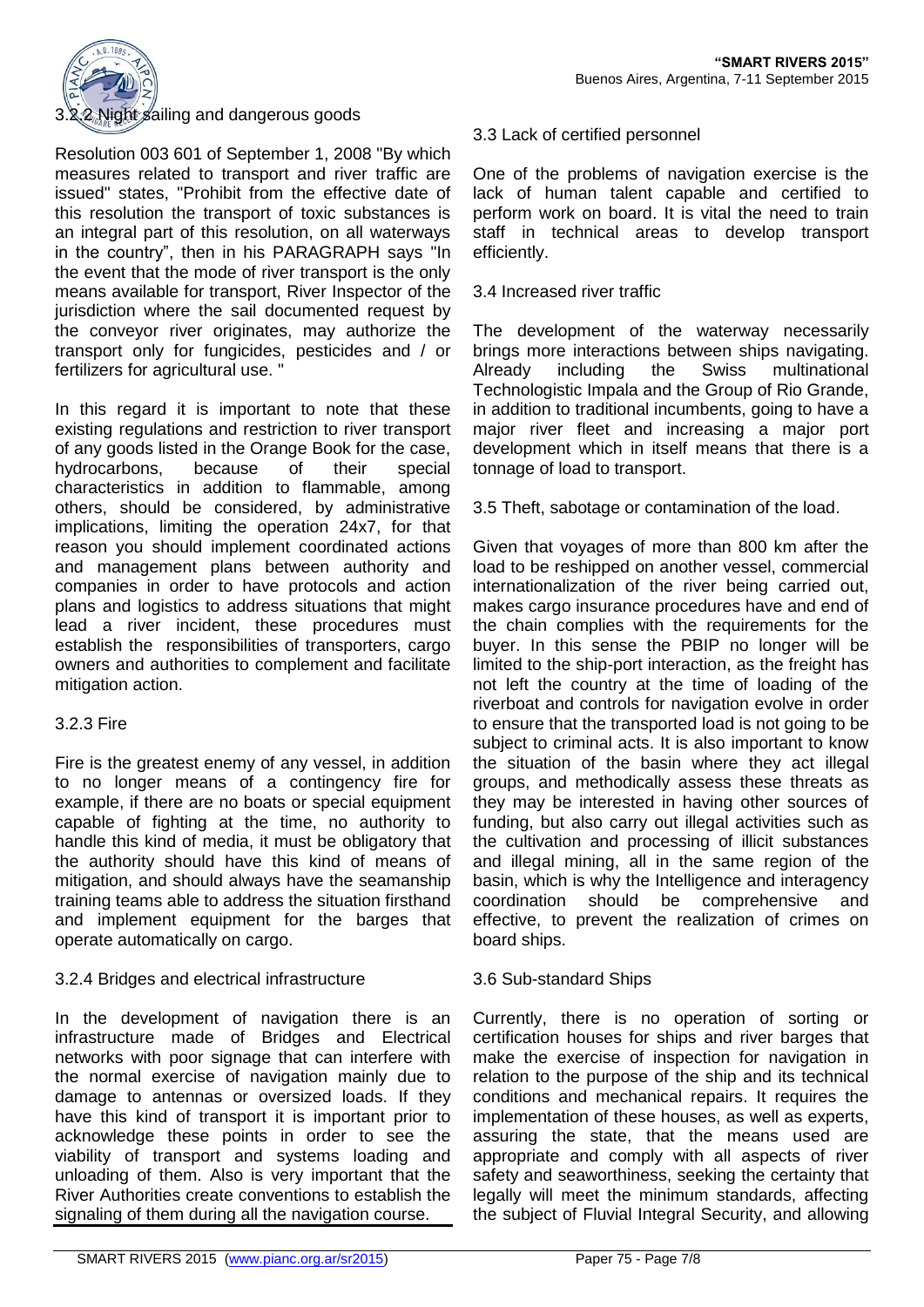### 3.2.2 Night sailing and dangerous goods

Resolution 003 601 of September 1, 2008 "By which measures related to transport and river traffic are issued" states, "Prohibit from the effective date of this resolution the transport of toxic substances is an integral part of this resolution, on all waterways in the country", then in his PARAGRAPH says "In the event that the mode of river transport is the only means available for transport, River Inspector of the jurisdiction where the sail documented request by the conveyor river originates, may authorize the transport only for fungicides, pesticides and / or fertilizers for agricultural use. "

In this regard it is important to note that these existing regulations and restriction to river transport of any goods listed in the Orange Book for the case, hydrocarbons, because of their special characteristics in addition to flammable, among others, should be considered, by administrative implications, limiting the operation 24x7, for that reason you should implement coordinated actions and management plans between authority and companies in order to have protocols and action plans and logistics to address situations that might lead a river incident, these procedures must establish the responsibilities of transporters, cargo owners and authorities to complement and facilitate mitigation action.

### 3.2.3 Fire

Fire is the greatest enemy of any vessel, in addition to no longer means of a contingency fire for example, if there are no boats or special equipment capable of fighting at the time, no authority to handle this kind of media, it must be obligatory that the authority should have this kind of means of mitigation, and should always have the seamanship training teams able to address the situation firsthand and implement equipment for the barges that operate automatically on cargo.

### 3.2.4 Bridges and electrical infrastructure

In the development of navigation there is an infrastructure made of Bridges and Electrical networks with poor signage that can interfere with the normal exercise of navigation mainly due to damage to antennas or oversized loads. If they have this kind of transport it is important prior to acknowledge these points in order to see the viability of transport and systems loading and unloading of them. Also is very important that the River Authorities create conventions to establish the signaling of them during all the navigation course.

### 3.3 Lack of certified personnel

One of the problems of navigation exercise is the lack of human talent capable and certified to perform work on board. It is vital the need to train staff in technical areas to develop transport efficiently.

### 3.4 Increased river traffic

The development of the waterway necessarily brings more interactions between ships navigating. Already including the Swiss multinational Technologistic Impala and the Group of Rio Grande, in addition to traditional incumbents, going to have a major river fleet and increasing a major port development which in itself means that there is a tonnage of load to transport.

### 3.5 Theft, sabotage or contamination of the load.

Given that voyages of more than 800 km after the load to be reshipped on another vessel, commercial internationalization of the river being carried out, makes cargo insurance procedures have and end of the chain complies with the requirements for the buyer. In this sense the PBIP no longer will be limited to the ship-port interaction, as the freight has not left the country at the time of loading of the riverboat and controls for navigation evolve in order to ensure that the transported load is not going to be subject to criminal acts. It is also important to know the situation of the basin where they act illegal groups, and methodically assess these threats as they may be interested in having other sources of funding, but also carry out illegal activities such as the cultivation and processing of illicit substances and illegal mining, all in the same region of the basin, which is why the Intelligence and interagency coordination should be comprehensive and effective, to prevent the realization of crimes on board ships.

### 3.6 Sub-standard Ships

Currently, there is no operation of sorting or certification houses for ships and river barges that make the exercise of inspection for navigation in relation to the purpose of the ship and its technical conditions and mechanical repairs. It requires the implementation of these houses, as well as experts, assuring the state, that the means used are appropriate and comply with all aspects of river safety and seaworthiness, seeking the certainty that legally will meet the minimum standards, affecting the subject of Fluvial Integral Security, and allowing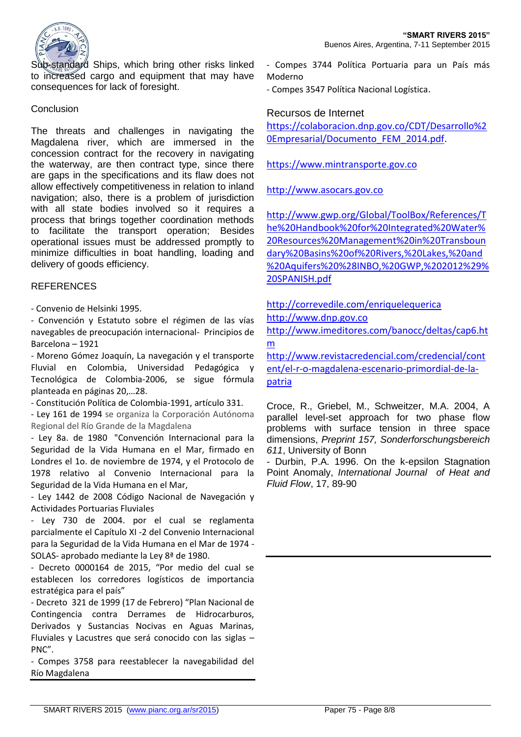Sub-standard Ships, which bring other risks linked to increased cargo and equipment that may have consequences for lack of foresight.

## Conclusion

The threats and challenges in navigating the Magdalena river, which are immersed in the concession contract for the recovery in navigating the waterway, are then contract type, since there are gaps in the specifications and its flaw does not allow effectively competitiveness in relation to inland navigation; also, there is a problem of jurisdiction with all state bodies involved so it requires a process that brings together coordination methods to facilitate the transport operation; Besides operational issues must be addressed promptly to minimize difficulties in boat handling, loading and delivery of goods efficiency.

## REFERENCES

- Convenio de Helsinki 1995.
- Convención y Estatuto sobre el régimen de las vías navegables de preocupación internacional- Principios de Barcelona – 1921
- Moreno Gómez Joaquín, La navegación y el transporte Fluvial en Colombia, Universidad Pedagógica y Tecnológica de Colombia-2006, se sigue fórmula planteada en páginas 20,…28.
- Constitución Política de Colombia-1991, artículo 331.
- Ley 161 de 1994 se organiza la Corporación Autónoma Regional del Río Grande de la Magdalena
- Ley 8a. de 1980 "Convención Internacional para la Seguridad de la Vida Humana en el Mar, firmado en Londres el 1o. de noviembre de 1974, y el Protocolo de 1978 relativo al Convenio Internacional para la Seguridad de la Vida Humana en el Mar,
- Ley 1442 de 2008 Código Nacional de Navegación y Actividades Portuarias Fluviales
- Ley 730 de 2004. por el cual se reglamenta parcialmente el Capítulo XI -2 del Convenio Internacional para la Seguridad de la Vida Humana en el Mar de 1974 -SOLAS- aprobado mediante la Ley 8ª de 1980.
- Decreto 0000164 de 2015, "Por medio del cual se establecen los corredores logísticos de importancia estratégica para el país"
- Decreto 321 de 1999 (17 de Febrero) "Plan Nacional de Contingencia contra Derrames de Hidrocarburos, Derivados y Sustancias Nocivas en Aguas Marinas, Fluviales y Lacustres que será conocido con las siglas –PNC".
- Compes 3758 para reestablecer la navegabilidad del Río Magdalena
- Compes 3744 Política Portuaria para un País más Moderno
- Compes 3547 Política Nacional Logística.

### Recursos de Internet

https://colaboracion.dnp.gov.co/CDT/Desarrollo%20Empresarial/Documento_FEM_2014.pdf.

https://www.mintransporte.gov.co

http://www.asocars.gov.co

http://www.gwp.org/Global/ToolBox/References/The%20Handbook%20for%20Integrated%20Water%20Resources%20Management%20in%20Transboundary%20Basins%20of%20Rivers,%20Lakes,%20and%20Aquifers%20%28INBO,%20GWP,%202012%29%20SPANISH.pdf

http://correvedile.com/enriquelequerica
http://www.dnp.gov.co
http://www.imeditores.com/banocc/deltas/cap6.htm
http://www.revistacredencial.com/credencial/content/el-r-o-magdalena-escenario-primordial-de-la-patria

Croce, R., Griebel, M., Schweitzer, M.A. 2004, A parallel level-set approach for two phase flow problems with surface tension in three space dimensions, *Preprint 157, Sonderforschungsbereich 611*, University of Bonn
- Durbin, P.A. 1996. On the k-epsilon Stagnation Point Anomaly, *International Journal of Heat and Fluid Flow*, 17, 89-90